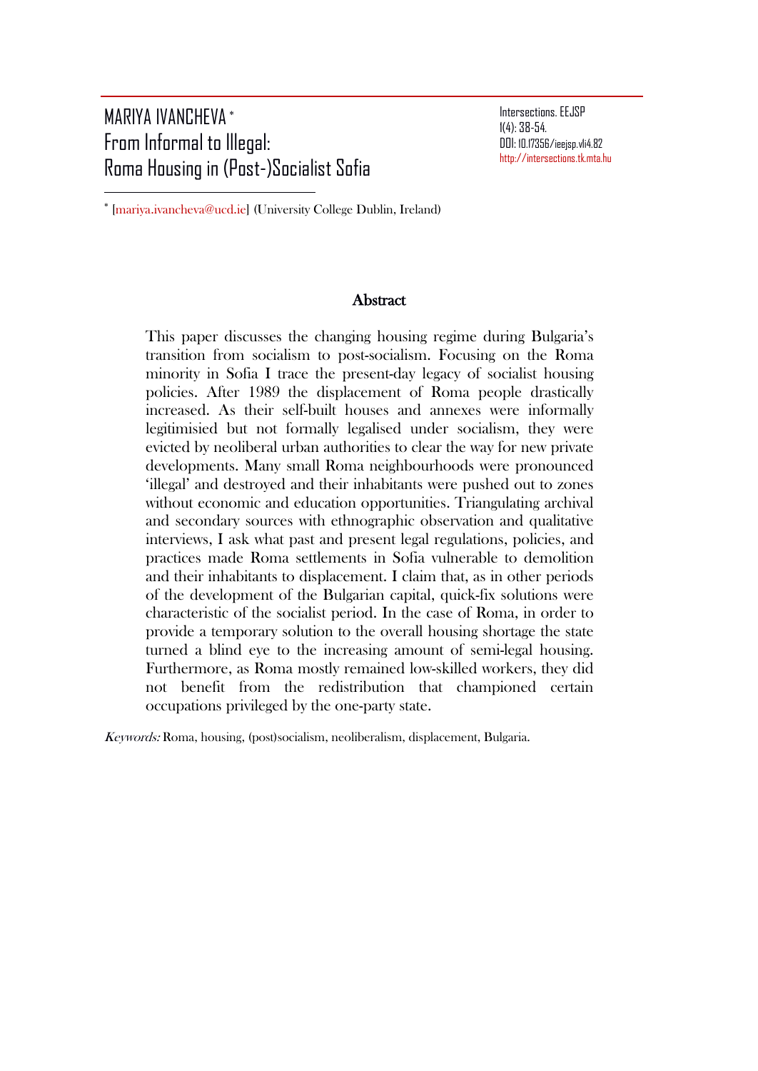# MARIYA IVANCHEVA [*]
# From Informal to Illegal: Roma Housing in (Post-)Socialist Sofia

Intersections. EEJSP
1(4): 38-54.
DOI: 10.17356/ieejsp.v1i4.82
http://intersections.tk.mta.hu

[*] [mariya.ivancheva@ucd.ie] (University College Dublin, Ireland)

## Abstract

This paper discusses the changing housing regime during Bulgaria's transition from socialism to post-socialism. Focusing on the Roma minority in Sofia I trace the present-day legacy of socialist housing policies. After 1989 the displacement of Roma people drastically increased. As their self-built houses and annexes were informally legitimisied but not formally legalised under socialism, they were evicted by neoliberal urban authorities to clear the way for new private developments. Many small Roma neighbourhoods were pronounced 'illegal' and destroyed and their inhabitants were pushed out to zones without economic and education opportunities. Triangulating archival and secondary sources with ethnographic observation and qualitative interviews, I ask what past and present legal regulations, policies, and practices made Roma settlements in Sofia vulnerable to demolition and their inhabitants to displacement. I claim that, as in other periods of the development of the Bulgarian capital, quick-fix solutions were characteristic of the socialist period. In the case of Roma, in order to provide a temporary solution to the overall housing shortage the state turned a blind eye to the increasing amount of semi-legal housing. Furthermore, as Roma mostly remained low-skilled workers, they did not benefit from the redistribution that championed certain occupations privileged by the one-party state.

*Keywords:* Roma, housing, (post)socialism, neoliberalism, displacement, Bulgaria.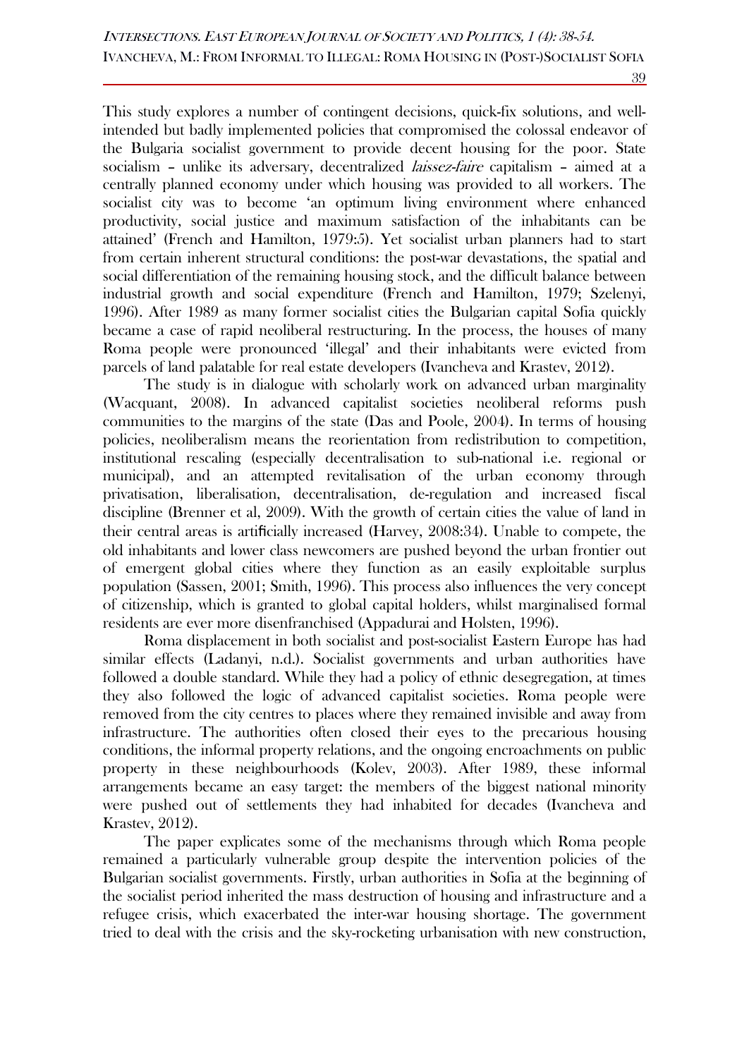This study explores a number of contingent decisions, quick-fix solutions, and well-intended but badly implemented policies that compromised the colossal endeavor of the Bulgaria socialist government to provide decent housing for the poor. State socialism – unlike its adversary, decentralized *laissez-faire* capitalism – aimed at a centrally planned economy under which housing was provided to all workers. The socialist city was to become 'an optimum living environment where enhanced productivity, social justice and maximum satisfaction of the inhabitants can be attained' (French and Hamilton, 1979:5). Yet socialist urban planners had to start from certain inherent structural conditions: the post-war devastations, the spatial and social differentiation of the remaining housing stock, and the difficult balance between industrial growth and social expenditure (French and Hamilton, 1979; Szelenyi, 1996). After 1989 as many former socialist cities the Bulgarian capital Sofia quickly became a case of rapid neoliberal restructuring. In the process, the houses of many Roma people were pronounced 'illegal' and their inhabitants were evicted from parcels of land palatable for real estate developers (Ivancheva and Krastev, 2012).

The study is in dialogue with scholarly work on advanced urban marginality (Wacquant, 2008). In advanced capitalist societies neoliberal reforms push communities to the margins of the state (Das and Poole, 2004). In terms of housing policies, neoliberalism means the reorientation from redistribution to competition, institutional rescaling (especially decentralisation to sub-national i.e. regional or municipal), and an attempted revitalisation of the urban economy through privatisation, liberalisation, decentralisation, de-regulation and increased fiscal discipline (Brenner et al, 2009). With the growth of certain cities the value of land in their central areas is artificially increased (Harvey, 2008:34). Unable to compete, the old inhabitants and lower class newcomers are pushed beyond the urban frontier out of emergent global cities where they function as an easily exploitable surplus population (Sassen, 2001; Smith, 1996). This process also influences the very concept of citizenship, which is granted to global capital holders, whilst marginalised formal residents are ever more disenfranchised (Appadurai and Holsten, 1996).

Roma displacement in both socialist and post-socialist Eastern Europe has had similar effects (Ladanyi, n.d.). Socialist governments and urban authorities have followed a double standard. While they had a policy of ethnic desegregation, at times they also followed the logic of advanced capitalist societies. Roma people were removed from the city centres to places where they remained invisible and away from infrastructure. The authorities often closed their eyes to the precarious housing conditions, the informal property relations, and the ongoing encroachments on public property in these neighbourhoods (Kolev, 2003). After 1989, these informal arrangements became an easy target: the members of the biggest national minority were pushed out of settlements they had inhabited for decades (Ivancheva and Krastev, 2012).

The paper explicates some of the mechanisms through which Roma people remained a particularly vulnerable group despite the intervention policies of the Bulgarian socialist governments. Firstly, urban authorities in Sofia at the beginning of the socialist period inherited the mass destruction of housing and infrastructure and a refugee crisis, which exacerbated the inter-war housing shortage. The government tried to deal with the crisis and the sky-rocketing urbanisation with new construction,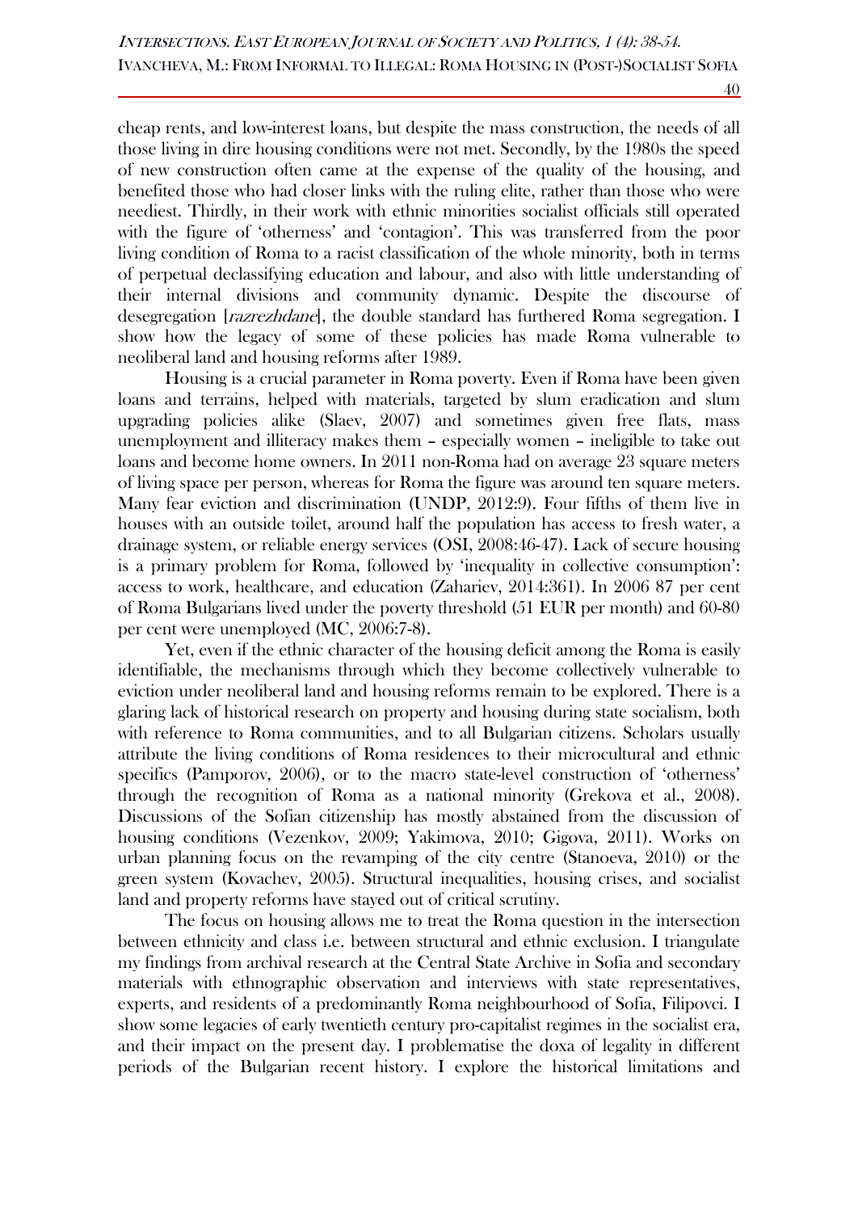cheap rents, and low-interest loans, but despite the mass construction, the needs of all those living in dire housing conditions were not met. Secondly, by the 1980s the speed of new construction often came at the expense of the quality of the housing, and benefited those who had closer links with the ruling elite, rather than those who were neediest. Thirdly, in their work with ethnic minorities socialist officials still operated with the figure of 'otherness' and 'contagion'. This was transferred from the poor living condition of Roma to a racist classification of the whole minority, both in terms of perpetual declassifying education and labour, and also with little understanding of their internal divisions and community dynamic. Despite the discourse of desegregation [*razrezhdane*], the double standard has furthered Roma segregation. I show how the legacy of some of these policies has made Roma vulnerable to neoliberal land and housing reforms after 1989.

Housing is a crucial parameter in Roma poverty. Even if Roma have been given loans and terrains, helped with materials, targeted by slum eradication and slum upgrading policies alike (Slaev, 2007) and sometimes given free flats, mass unemployment and illiteracy makes them – especially women – ineligible to take out loans and become home owners. In 2011 non-Roma had on average 23 square meters of living space per person, whereas for Roma the figure was around ten square meters. Many fear eviction and discrimination (UNDP, 2012:9). Four fifths of them live in houses with an outside toilet, around half the population has access to fresh water, a drainage system, or reliable energy services (OSI, 2008:46-47). Lack of secure housing is a primary problem for Roma, followed by 'inequality in collective consumption': access to work, healthcare, and education (Zahariev, 2014:361). In 2006 87 per cent of Roma Bulgarians lived under the poverty threshold (51 EUR per month) and 60-80 per cent were unemployed (MC, 2006:7-8).

Yet, even if the ethnic character of the housing deficit among the Roma is easily identifiable, the mechanisms through which they become collectively vulnerable to eviction under neoliberal land and housing reforms remain to be explored. There is a glaring lack of historical research on property and housing during state socialism, both with reference to Roma communities, and to all Bulgarian citizens. Scholars usually attribute the living conditions of Roma residences to their microcultural and ethnic specifics (Pamporov, 2006), or to the macro state-level construction of 'otherness' through the recognition of Roma as a national minority (Grekova et al., 2008). Discussions of the Sofian citizenship has mostly abstained from the discussion of housing conditions (Vezenkov, 2009; Yakimova, 2010; Gigova, 2011). Works on urban planning focus on the revamping of the city centre (Stanoeva, 2010) or the green system (Kovachev, 2005). Structural inequalities, housing crises, and socialist land and property reforms have stayed out of critical scrutiny.

The focus on housing allows me to treat the Roma question in the intersection between ethnicity and class i.e. between structural and ethnic exclusion. I triangulate my findings from archival research at the Central State Archive in Sofia and secondary materials with ethnographic observation and interviews with state representatives, experts, and residents of a predominantly Roma neighbourhood of Sofia, Filipovci. I show some legacies of early twentieth century pro-capitalist regimes in the socialist era, and their impact on the present day. I problematise the doxa of legality in different periods of the Bulgarian recent history. I explore the historical limitations and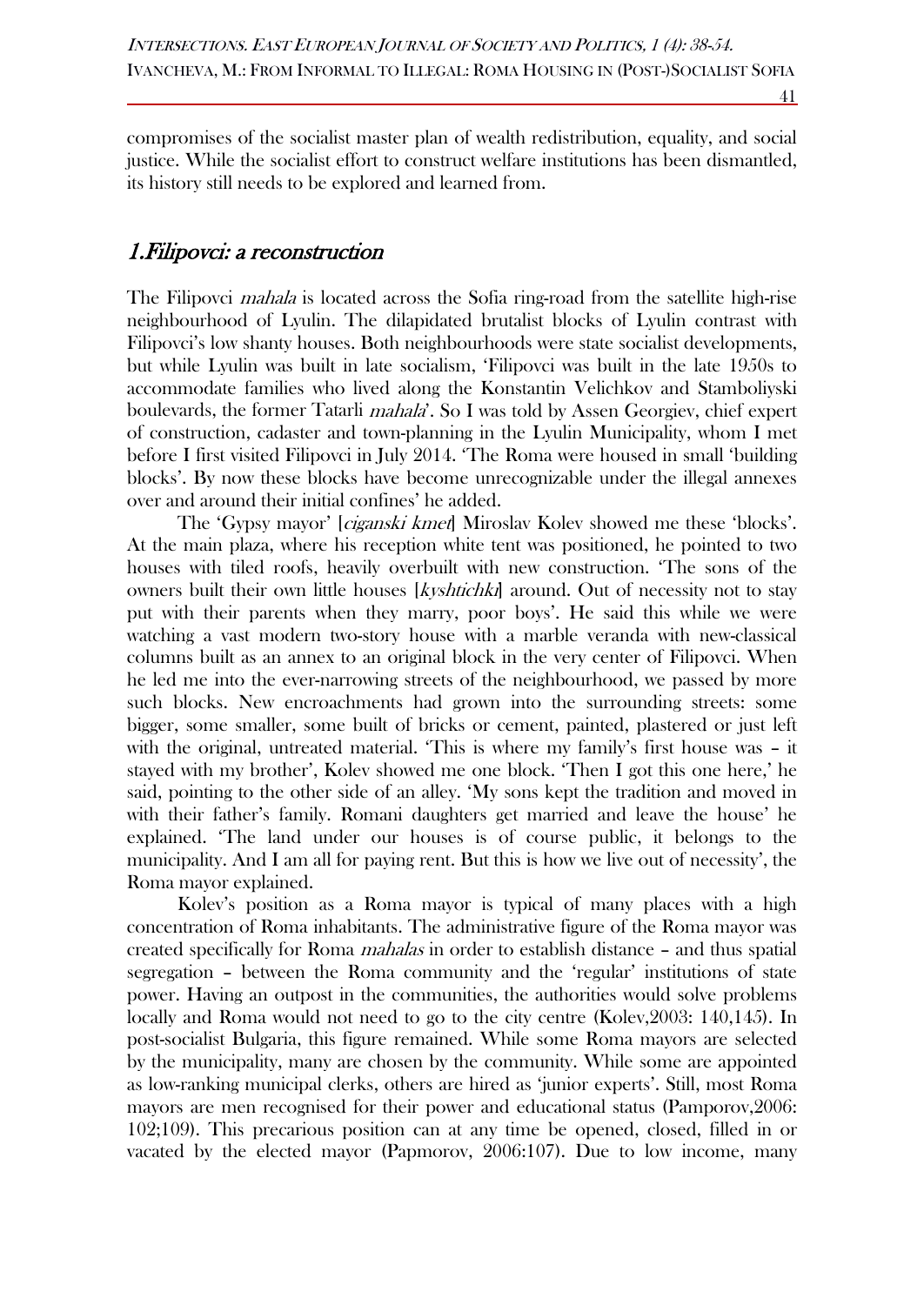compromises of the socialist master plan of wealth redistribution, equality, and social justice. While the socialist effort to construct welfare institutions has been dismantled, its history still needs to be explored and learned from.

## 1.Filipovci: a reconstruction

The Filipovci *mahala* is located across the Sofia ring-road from the satellite high-rise neighbourhood of Lyulin. The dilapidated brutalist blocks of Lyulin contrast with Filipovci's low shanty houses. Both neighbourhoods were state socialist developments, but while Lyulin was built in late socialism, 'Filipovci was built in the late 1950s to accommodate families who lived along the Konstantin Velichkov and Stamboliyski boulevards, the former Tatarli *mahala*'. So I was told by Assen Georgiev, chief expert of construction, cadaster and town-planning in the Lyulin Municipality, whom I met before I first visited Filipovci in July 2014. 'The Roma were housed in small 'building blocks'. By now these blocks have become unrecognizable under the illegal annexes over and around their initial confines' he added.

The 'Gypsy mayor' [*ciganski kmet*] Miroslav Kolev showed me these 'blocks'. At the main plaza, where his reception white tent was positioned, he pointed to two houses with tiled roofs, heavily overbuilt with new construction. 'The sons of the owners built their own little houses [*kyshtichki*] around. Out of necessity not to stay put with their parents when they marry, poor boys'. He said this while we were watching a vast modern two-story house with a marble veranda with new-classical columns built as an annex to an original block in the very center of Filipovci. When he led me into the ever-narrowing streets of the neighbourhood, we passed by more such blocks. New encroachments had grown into the surrounding streets: some bigger, some smaller, some built of bricks or cement, painted, plastered or just left with the original, untreated material. 'This is where my family's first house was – it stayed with my brother', Kolev showed me one block. 'Then I got this one here,' he said, pointing to the other side of an alley. 'My sons kept the tradition and moved in with their father's family. Romani daughters get married and leave the house' he explained. 'The land under our houses is of course public, it belongs to the municipality. And I am all for paying rent. But this is how we live out of necessity', the Roma mayor explained.

Kolev's position as a Roma mayor is typical of many places with a high concentration of Roma inhabitants. The administrative figure of the Roma mayor was created specifically for Roma *mahalas* in order to establish distance – and thus spatial segregation – between the Roma community and the 'regular' institutions of state power. Having an outpost in the communities, the authorities would solve problems locally and Roma would not need to go to the city centre (Kolev,2003: 140,145). In post-socialist Bulgaria, this figure remained. While some Roma mayors are selected by the municipality, many are chosen by the community. While some are appointed as low-ranking municipal clerks, others are hired as 'junior experts'. Still, most Roma mayors are men recognised for their power and educational status (Pamporov,2006: 102;109). This precarious position can at any time be opened, closed, filled in or vacated by the elected mayor (Papmorov, 2006:107). Due to low income, many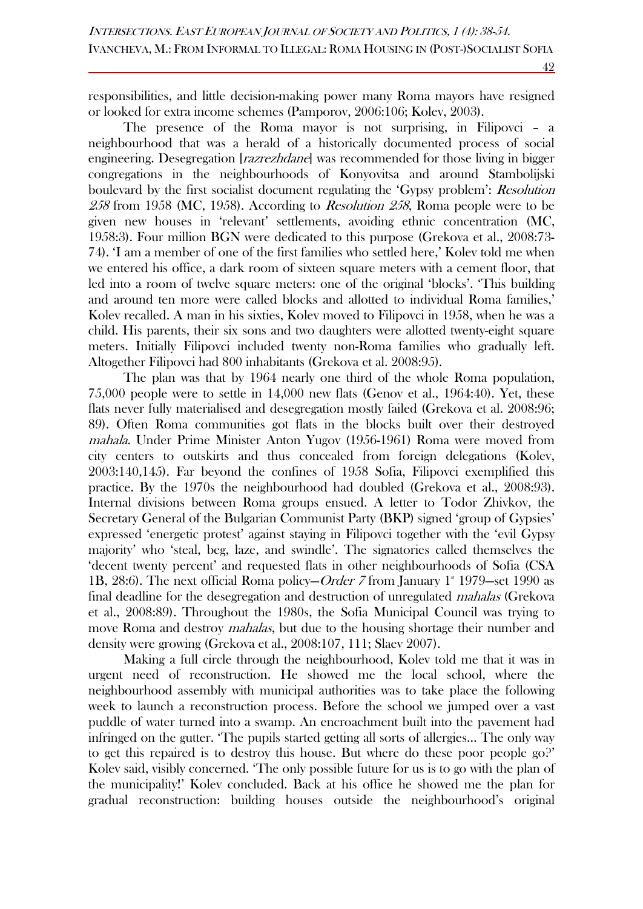responsibilities, and little decision-making power many Roma mayors have resigned or looked for extra income schemes (Pamporov, 2006:106; Kolev, 2003).

The presence of the Roma mayor is not surprising, in Filipovci – a neighbourhood that was a herald of a historically documented process of social engineering. Desegregation [*razrezhdane*] was recommended for those living in bigger congregations in the neighbourhoods of Konyovitsa and around Stambolijski boulevard by the first socialist document regulating the 'Gypsy problem': *Resolution 258* from 1958 (MC, 1958). According to *Resolution 258*, Roma people were to be given new houses in 'relevant' settlements, avoiding ethnic concentration (MC, 1958:3). Four million BGN were dedicated to this purpose (Grekova et al., 2008:73-74). 'I am a member of one of the first families who settled here,' Kolev told me when we entered his office, a dark room of sixteen square meters with a cement floor, that led into a room of twelve square meters: one of the original 'blocks'. 'This building and around ten more were called blocks and allotted to individual Roma families,' Kolev recalled. A man in his sixties, Kolev moved to Filipovci in 1958, when he was a child. His parents, their six sons and two daughters were allotted twenty-eight square meters. Initially Filipovci included twenty non-Roma families who gradually left. Altogether Filipovci had 800 inhabitants (Grekova et al. 2008:95).

The plan was that by 1964 nearly one third of the whole Roma population, 75,000 people were to settle in 14,000 new flats (Genov et al., 1964:40). Yet, these flats never fully materialised and desegregation mostly failed (Grekova et al. 2008:96; 89). Often Roma communities got flats in the blocks built over their destroyed *mahala*. Under Prime Minister Anton Yugov (1956-1961) Roma were moved from city centers to outskirts and thus concealed from foreign delegations (Kolev, 2003:140,145). Far beyond the confines of 1958 Sofia, Filipovci exemplified this practice. By the 1970s the neighbourhood had doubled (Grekova et al., 2008:93). Internal divisions between Roma groups ensued. A letter to Todor Zhivkov, the Secretary General of the Bulgarian Communist Party (BKP) signed 'group of Gypsies' expressed 'energetic protest' against staying in Filipovci together with the 'evil Gypsy majority' who 'steal, beg, laze, and swindle'. The signatories called themselves the 'decent twenty percent' and requested flats in other neighbourhoods of Sofia (CSA 1B, 28:6). The next official Roma policy—*Order 7* from January 1st 1979—set 1990 as final deadline for the desegregation and destruction of unregulated *mahalas* (Grekova et al., 2008:89). Throughout the 1980s, the Sofia Municipal Council was trying to move Roma and destroy *mahalas*, but due to the housing shortage their number and density were growing (Grekova et al., 2008:107, 111; Slaev 2007).

Making a full circle through the neighbourhood, Kolev told me that it was in urgent need of reconstruction. He showed me the local school, where the neighbourhood assembly with municipal authorities was to take place the following week to launch a reconstruction process. Before the school we jumped over a vast puddle of water turned into a swamp. An encroachment built into the pavement had infringed on the gutter. 'The pupils started getting all sorts of allergies… The only way to get this repaired is to destroy this house. But where do these poor people go?' Kolev said, visibly concerned. 'The only possible future for us is to go with the plan of the municipality!' Kolev concluded. Back at his office he showed me the plan for gradual reconstruction: building houses outside the neighbourhood's original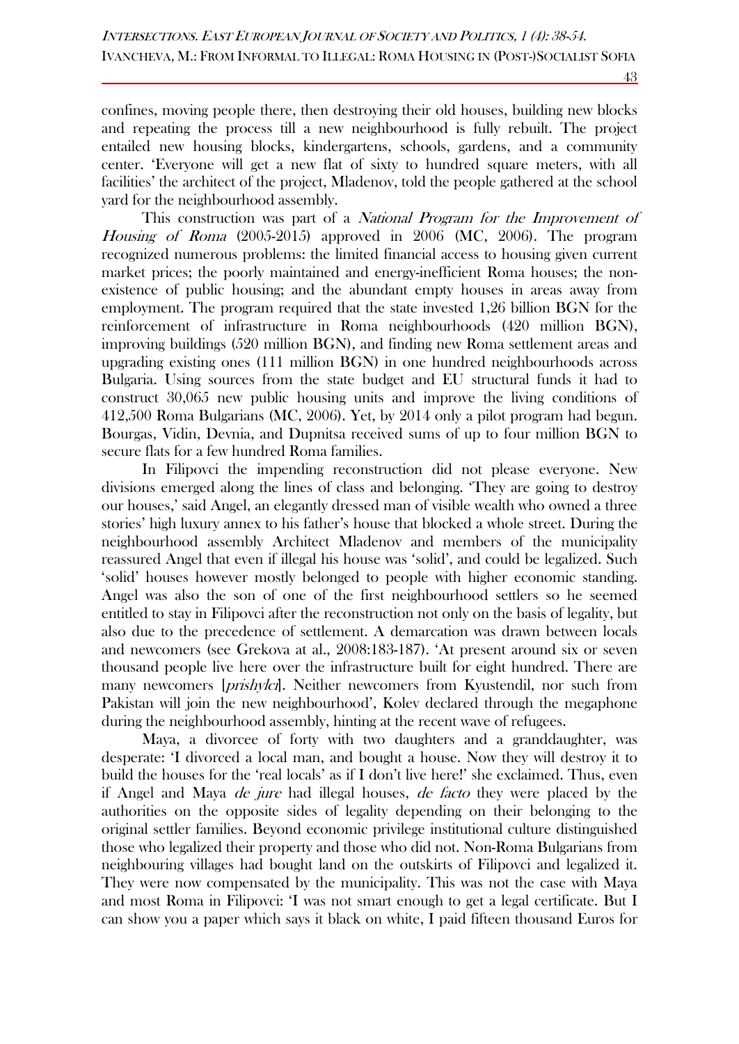confines, moving people there, then destroying their old houses, building new blocks and repeating the process till a new neighbourhood is fully rebuilt. The project entailed new housing blocks, kindergartens, schools, gardens, and a community center. 'Everyone will get a new flat of sixty to hundred square meters, with all facilities' the architect of the project, Mladenov, told the people gathered at the school yard for the neighbourhood assembly.

This construction was part of a *National Program for the Improvement of Housing of Roma* (2005-2015) approved in 2006 (MC, 2006). The program recognized numerous problems: the limited financial access to housing given current market prices; the poorly maintained and energy-inefficient Roma houses; the non-existence of public housing; and the abundant empty houses in areas away from employment. The program required that the state invested 1,26 billion BGN for the reinforcement of infrastructure in Roma neighbourhoods (420 million BGN), improving buildings (520 million BGN), and finding new Roma settlement areas and upgrading existing ones (111 million BGN) in one hundred neighbourhoods across Bulgaria. Using sources from the state budget and EU structural funds it had to construct 30,065 new public housing units and improve the living conditions of 412,500 Roma Bulgarians (MC, 2006). Yet, by 2014 only a pilot program had begun. Bourgas, Vidin, Devnia, and Dupnitsa received sums of up to four million BGN to secure flats for a few hundred Roma families.

In Filipovci the impending reconstruction did not please everyone. New divisions emerged along the lines of class and belonging. 'They are going to destroy our houses,' said Angel, an elegantly dressed man of visible wealth who owned a three stories' high luxury annex to his father's house that blocked a whole street. During the neighbourhood assembly Architect Mladenov and members of the municipality reassured Angel that even if illegal his house was 'solid', and could be legalized. Such 'solid' houses however mostly belonged to people with higher economic standing. Angel was also the son of one of the first neighbourhood settlers so he seemed entitled to stay in Filipovci after the reconstruction not only on the basis of legality, but also due to the precedence of settlement. A demarcation was drawn between locals and newcomers (see Grekova at al., 2008:183-187). 'At present around six or seven thousand people live here over the infrastructure built for eight hundred. There are many newcomers [*prishylci*]. Neither newcomers from Kyustendil, nor such from Pakistan will join the new neighbourhood', Kolev declared through the megaphone during the neighbourhood assembly, hinting at the recent wave of refugees.

Maya, a divorcee of forty with two daughters and a granddaughter, was desperate: 'I divorced a local man, and bought a house. Now they will destroy it to build the houses for the 'real locals' as if I don't live here!' she exclaimed. Thus, even if Angel and Maya *de jure* had illegal houses, *de facto* they were placed by the authorities on the opposite sides of legality depending on their belonging to the original settler families. Beyond economic privilege institutional culture distinguished those who legalized their property and those who did not. Non-Roma Bulgarians from neighbouring villages had bought land on the outskirts of Filipovci and legalized it. They were now compensated by the municipality. This was not the case with Maya and most Roma in Filipovci: 'I was not smart enough to get a legal certificate. But I can show you a paper which says it black on white, I paid fifteen thousand Euros for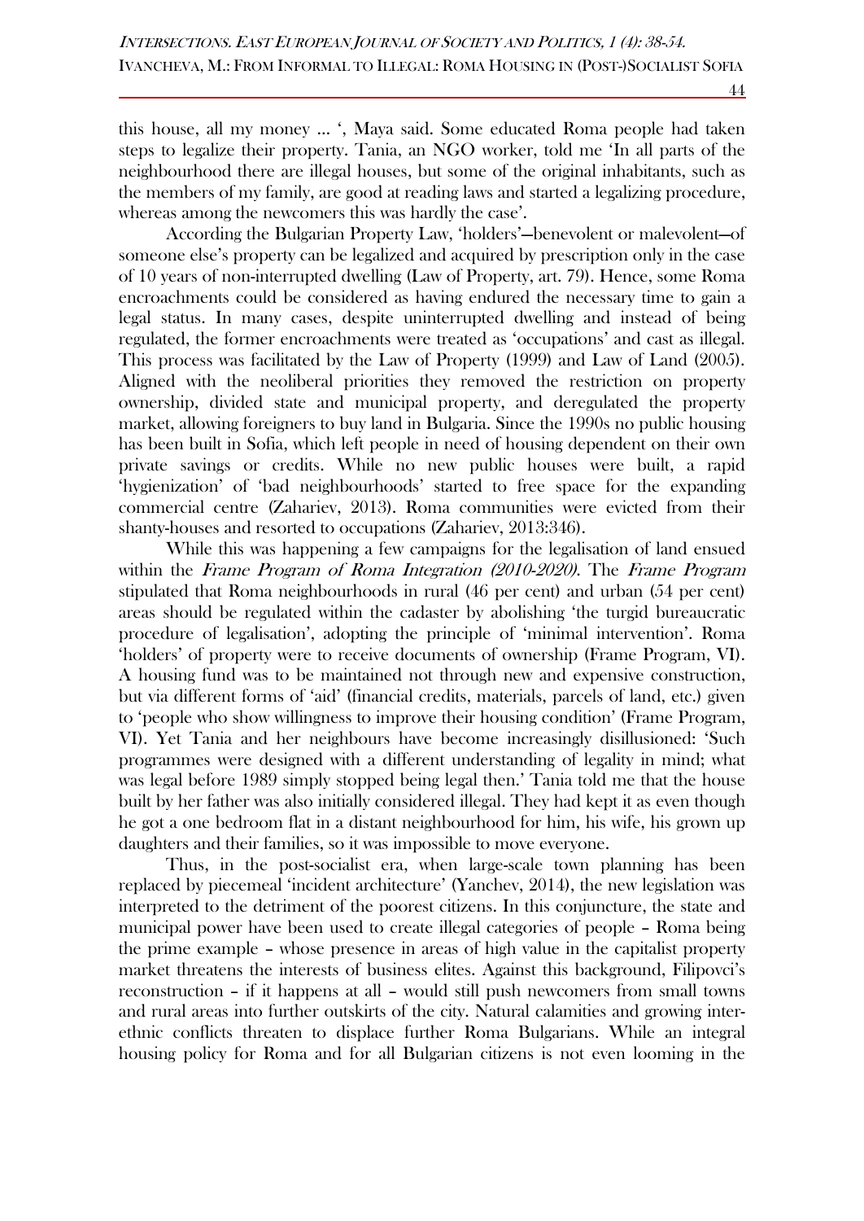this house, all my money … ', Maya said. Some educated Roma people had taken steps to legalize their property. Tania, an NGO worker, told me 'In all parts of the neighbourhood there are illegal houses, but some of the original inhabitants, such as the members of my family, are good at reading laws and started a legalizing procedure, whereas among the newcomers this was hardly the case'.

According the Bulgarian Property Law, 'holders'—benevolent or malevolent—of someone else's property can be legalized and acquired by prescription only in the case of 10 years of non-interrupted dwelling (Law of Property, art. 79). Hence, some Roma encroachments could be considered as having endured the necessary time to gain a legal status. In many cases, despite uninterrupted dwelling and instead of being regulated, the former encroachments were treated as 'occupations' and cast as illegal. This process was facilitated by the Law of Property (1999) and Law of Land (2005). Aligned with the neoliberal priorities they removed the restriction on property ownership, divided state and municipal property, and deregulated the property market, allowing foreigners to buy land in Bulgaria. Since the 1990s no public housing has been built in Sofia, which left people in need of housing dependent on their own private savings or credits. While no new public houses were built, a rapid 'hygienization' of 'bad neighbourhoods' started to free space for the expanding commercial centre (Zahariev, 2013). Roma communities were evicted from their shanty-houses and resorted to occupations (Zahariev, 2013:346).

While this was happening a few campaigns for the legalisation of land ensued within the *Frame Program of Roma Integration (2010-2020)*. The *Frame Program* stipulated that Roma neighbourhoods in rural (46 per cent) and urban (54 per cent) areas should be regulated within the cadaster by abolishing 'the turgid bureaucratic procedure of legalisation', adopting the principle of 'minimal intervention'. Roma 'holders' of property were to receive documents of ownership (Frame Program, VI). A housing fund was to be maintained not through new and expensive construction, but via different forms of 'aid' (financial credits, materials, parcels of land, etc.) given to 'people who show willingness to improve their housing condition' (Frame Program, VI). Yet Tania and her neighbours have become increasingly disillusioned: 'Such programmes were designed with a different understanding of legality in mind; what was legal before 1989 simply stopped being legal then.' Tania told me that the house built by her father was also initially considered illegal. They had kept it as even though he got a one bedroom flat in a distant neighbourhood for him, his wife, his grown up daughters and their families, so it was impossible to move everyone.

Thus, in the post-socialist era, when large-scale town planning has been replaced by piecemeal 'incident architecture' (Yanchev, 2014), the new legislation was interpreted to the detriment of the poorest citizens. In this conjuncture, the state and municipal power have been used to create illegal categories of people – Roma being the prime example – whose presence in areas of high value in the capitalist property market threatens the interests of business elites. Against this background, Filipovci's reconstruction – if it happens at all – would still push newcomers from small towns and rural areas into further outskirts of the city. Natural calamities and growing inter-ethnic conflicts threaten to displace further Roma Bulgarians. While an integral housing policy for Roma and for all Bulgarian citizens is not even looming in the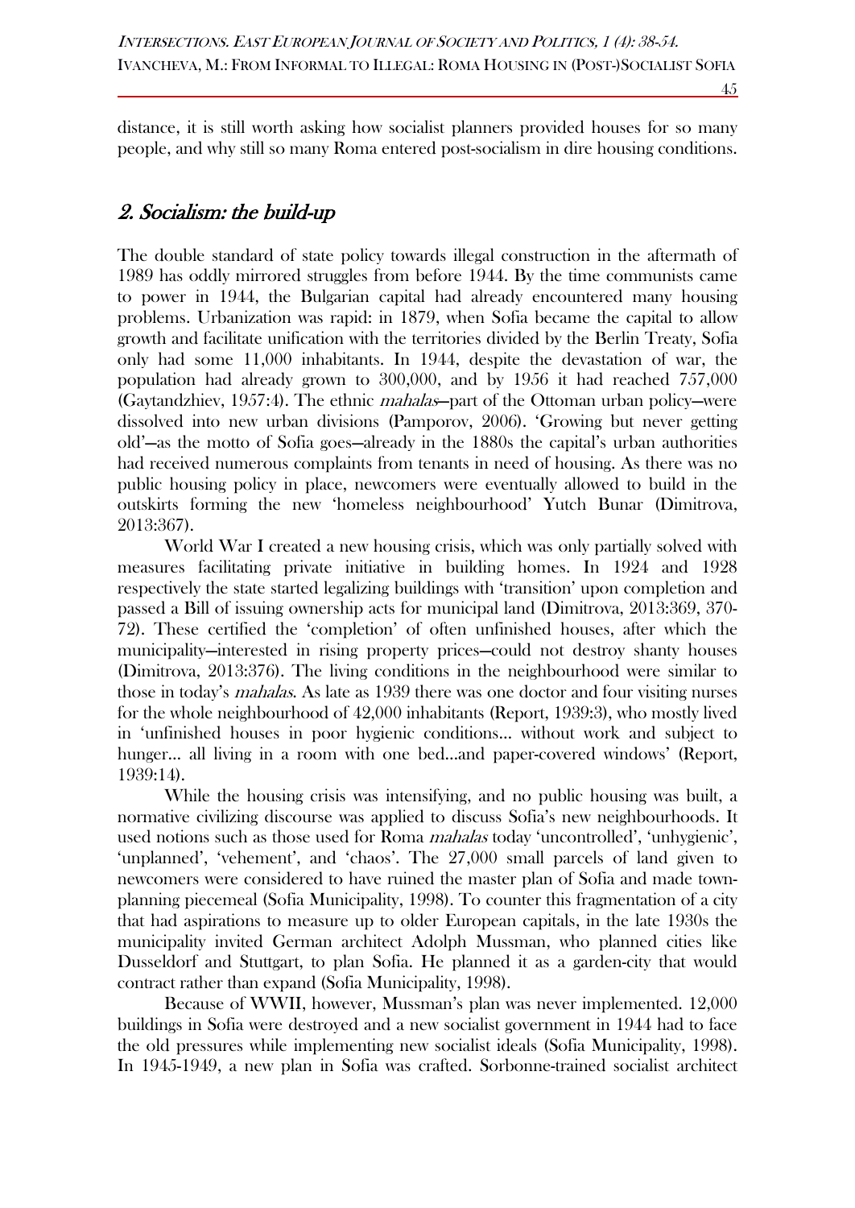distance, it is still worth asking how socialist planners provided houses for so many people, and why still so many Roma entered post-socialism in dire housing conditions.

## 2. Socialism: the build-up

The double standard of state policy towards illegal construction in the aftermath of 1989 has oddly mirrored struggles from before 1944. By the time communists came to power in 1944, the Bulgarian capital had already encountered many housing problems. Urbanization was rapid: in 1879, when Sofia became the capital to allow growth and facilitate unification with the territories divided by the Berlin Treaty, Sofia only had some 11,000 inhabitants. In 1944, despite the devastation of war, the population had already grown to 300,000, and by 1956 it had reached 757,000 (Gaytandzhiev, 1957:4). The ethnic *mahalas*—part of the Ottoman urban policy—were dissolved into new urban divisions (Pamporov, 2006). 'Growing but never getting old'—as the motto of Sofia goes—already in the 1880s the capital's urban authorities had received numerous complaints from tenants in need of housing. As there was no public housing policy in place, newcomers were eventually allowed to build in the outskirts forming the new 'homeless neighbourhood' Yutch Bunar (Dimitrova, 2013:367).

World War I created a new housing crisis, which was only partially solved with measures facilitating private initiative in building homes. In 1924 and 1928 respectively the state started legalizing buildings with 'transition' upon completion and passed a Bill of issuing ownership acts for municipal land (Dimitrova, 2013:369, 370-72). These certified the 'completion' of often unfinished houses, after which the municipality—interested in rising property prices—could not destroy shanty houses (Dimitrova, 2013:376). The living conditions in the neighbourhood were similar to those in today's *mahalas*. As late as 1939 there was one doctor and four visiting nurses for the whole neighbourhood of 42,000 inhabitants (Report, 1939:3), who mostly lived in 'unfinished houses in poor hygienic conditions… without work and subject to hunger… all living in a room with one bed…and paper-covered windows' (Report, 1939:14).

While the housing crisis was intensifying, and no public housing was built, a normative civilizing discourse was applied to discuss Sofia's new neighbourhoods. It used notions such as those used for Roma *mahalas* today 'uncontrolled', 'unhygienic', 'unplanned', 'vehement', and 'chaos'. The 27,000 small parcels of land given to newcomers were considered to have ruined the master plan of Sofia and made town-planning piecemeal (Sofia Municipality, 1998). To counter this fragmentation of a city that had aspirations to measure up to older European capitals, in the late 1930s the municipality invited German architect Adolph Mussman, who planned cities like Dusseldorf and Stuttgart, to plan Sofia. He planned it as a garden-city that would contract rather than expand (Sofia Municipality, 1998).

Because of WWII, however, Mussman's plan was never implemented. 12,000 buildings in Sofia were destroyed and a new socialist government in 1944 had to face the old pressures while implementing new socialist ideals (Sofia Municipality, 1998). In 1945-1949, a new plan in Sofia was crafted. Sorbonne-trained socialist architect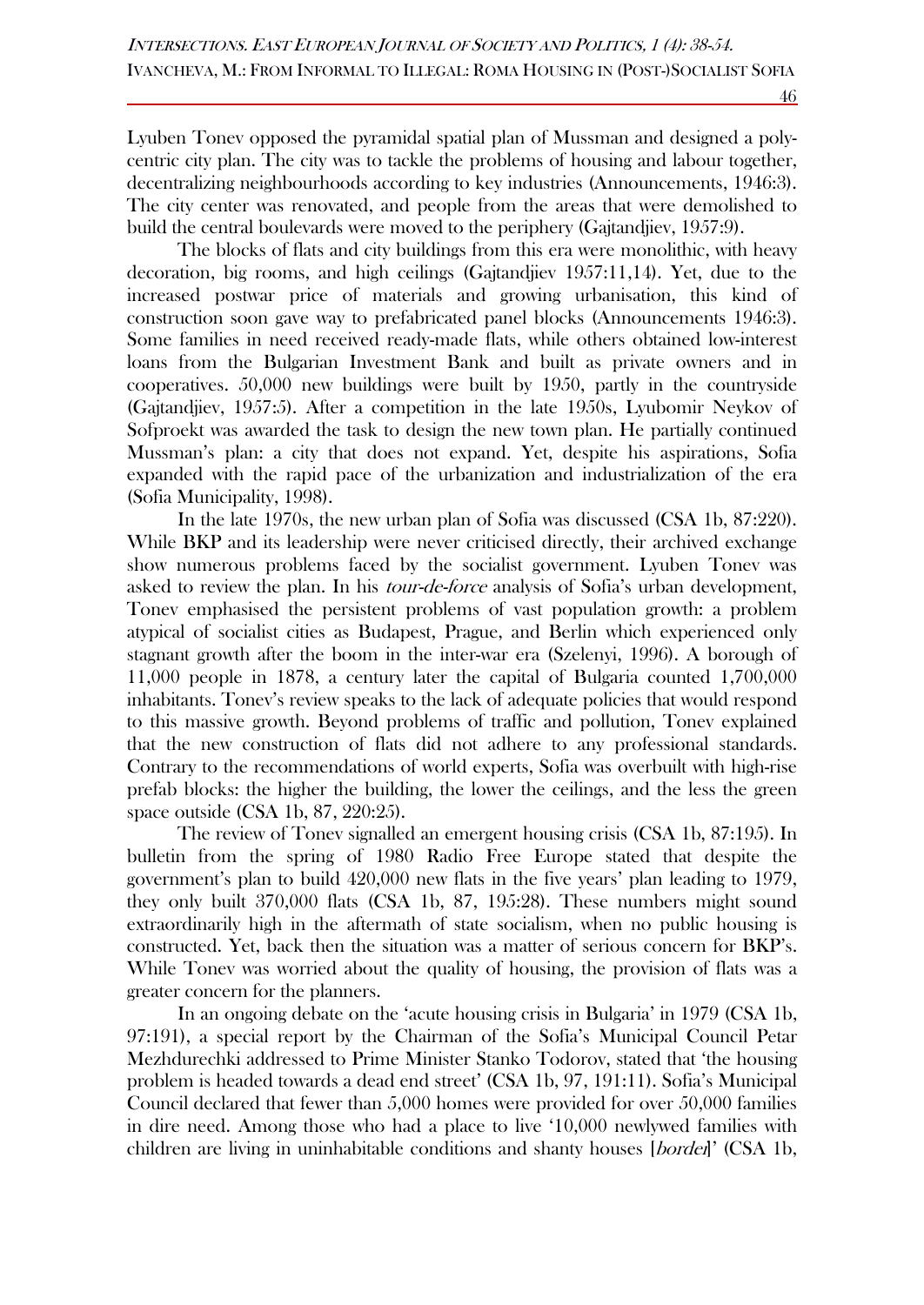Lyuben Tonev opposed the pyramidal spatial plan of Mussman and designed a polycentric city plan. The city was to tackle the problems of housing and labour together, decentralizing neighbourhoods according to key industries (Announcements, 1946:3). The city center was renovated, and people from the areas that were demolished to build the central boulevards were moved to the periphery (Gajtandjiev, 1957:9).

The blocks of flats and city buildings from this era were monolithic, with heavy decoration, big rooms, and high ceilings (Gajtandjiev 1957:11,14). Yet, due to the increased postwar price of materials and growing urbanisation, this kind of construction soon gave way to prefabricated panel blocks (Announcements 1946:3). Some families in need received ready-made flats, while others obtained low-interest loans from the Bulgarian Investment Bank and built as private owners and in cooperatives. 50,000 new buildings were built by 1950, partly in the countryside (Gajtandjiev, 1957:5). After a competition in the late 1950s, Lyubomir Neykov of Sofproekt was awarded the task to design the new town plan. He partially continued Mussman's plan: a city that does not expand. Yet, despite his aspirations, Sofia expanded with the rapid pace of the urbanization and industrialization of the era (Sofia Municipality, 1998).

In the late 1970s, the new urban plan of Sofia was discussed (CSA 1b, 87:220). While BKP and its leadership were never criticised directly, their archived exchange show numerous problems faced by the socialist government. Lyuben Tonev was asked to review the plan. In his *tour-de-force* analysis of Sofia's urban development, Tonev emphasised the persistent problems of vast population growth: a problem atypical of socialist cities as Budapest, Prague, and Berlin which experienced only stagnant growth after the boom in the inter-war era (Szelenyi, 1996). A borough of 11,000 people in 1878, a century later the capital of Bulgaria counted 1,700,000 inhabitants. Tonev's review speaks to the lack of adequate policies that would respond to this massive growth. Beyond problems of traffic and pollution, Tonev explained that the new construction of flats did not adhere to any professional standards. Contrary to the recommendations of world experts, Sofia was overbuilt with high-rise prefab blocks: the higher the building, the lower the ceilings, and the less the green space outside (CSA 1b, 87, 220:25).

The review of Tonev signalled an emergent housing crisis (CSA 1b, 87:195). In bulletin from the spring of 1980 Radio Free Europe stated that despite the government's plan to build 420,000 new flats in the five years' plan leading to 1979, they only built 370,000 flats (CSA 1b, 87, 195:28). These numbers might sound extraordinarily high in the aftermath of state socialism, when no public housing is constructed. Yet, back then the situation was a matter of serious concern for BKP's. While Tonev was worried about the quality of housing, the provision of flats was a greater concern for the planners.

In an ongoing debate on the 'acute housing crisis in Bulgaria' in 1979 (CSA 1b, 97:191), a special report by the Chairman of the Sofia's Municipal Council Petar Mezhdurechki addressed to Prime Minister Stanko Todorov, stated that 'the housing problem is headed towards a dead end street' (CSA 1b, 97, 191:11). Sofia's Municipal Council declared that fewer than 5,000 homes were provided for over 50,000 families in dire need. Among those who had a place to live '10,000 newlywed families with children are living in uninhabitable conditions and shanty houses [*bordei*]' (CSA 1b,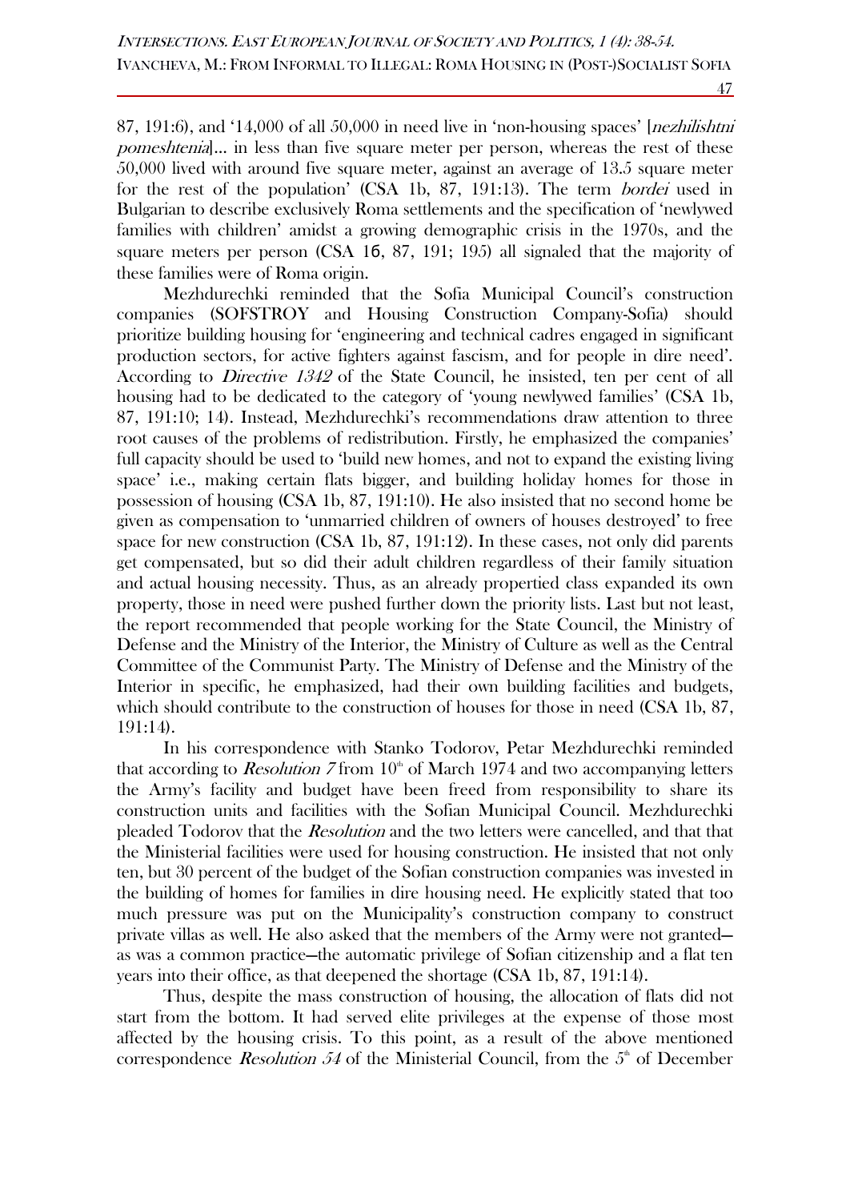87, 191:6), and '14,000 of all 50,000 in need live in 'non-housing spaces' [*nezhilishtni pomeshtenia*]... in less than five square meter per person, whereas the rest of these 50,000 lived with around five square meter, against an average of 13.5 square meter for the rest of the population' (CSA 1b, 87, 191:13). The term *bordei* used in Bulgarian to describe exclusively Roma settlements and the specification of 'newlywed families with children' amidst a growing demographic crisis in the 1970s, and the square meters per person (CSA 1б, 87, 191; 195) all signaled that the majority of these families were of Roma origin.

Mezhdurechki reminded that the Sofia Municipal Council's construction companies (SOFSTROY and Housing Construction Company-Sofia) should prioritize building housing for 'engineering and technical cadres engaged in significant production sectors, for active fighters against fascism, and for people in dire need'. According to *Directive 1342* of the State Council, he insisted, ten per cent of all housing had to be dedicated to the category of 'young newlywed families' (CSA 1b, 87, 191:10; 14). Instead, Mezhdurechki's recommendations draw attention to three root causes of the problems of redistribution. Firstly, he emphasized the companies' full capacity should be used to 'build new homes, and not to expand the existing living space' i.e., making certain flats bigger, and building holiday homes for those in possession of housing (CSA 1b, 87, 191:10). He also insisted that no second home be given as compensation to 'unmarried children of owners of houses destroyed' to free space for new construction (CSA 1b, 87, 191:12). In these cases, not only did parents get compensated, but so did their adult children regardless of their family situation and actual housing necessity. Thus, as an already propertied class expanded its own property, those in need were pushed further down the priority lists. Last but not least, the report recommended that people working for the State Council, the Ministry of Defense and the Ministry of the Interior, the Ministry of Culture as well as the Central Committee of the Communist Party. The Ministry of Defense and the Ministry of the Interior in specific, he emphasized, had their own building facilities and budgets, which should contribute to the construction of houses for those in need (CSA 1b, 87, 191:14).

In his correspondence with Stanko Todorov, Petar Mezhdurechki reminded that according to *Resolution 7* from 10th of March 1974 and two accompanying letters the Army's facility and budget have been freed from responsibility to share its construction units and facilities with the Sofian Municipal Council. Mezhdurechki pleaded Todorov that the *Resolution* and the two letters were cancelled, and that that the Ministerial facilities were used for housing construction. He insisted that not only ten, but 30 percent of the budget of the Sofian construction companies was invested in the building of homes for families in dire housing need. He explicitly stated that too much pressure was put on the Municipality's construction company to construct private villas as well. He also asked that the members of the Army were not granted—as was a common practice—the automatic privilege of Sofian citizenship and a flat ten years into their office, as that deepened the shortage (CSA 1b, 87, 191:14).

Thus, despite the mass construction of housing, the allocation of flats did not start from the bottom. It had served elite privileges at the expense of those most affected by the housing crisis. To this point, as a result of the above mentioned correspondence *Resolution 54* of the Ministerial Council, from the 5th of December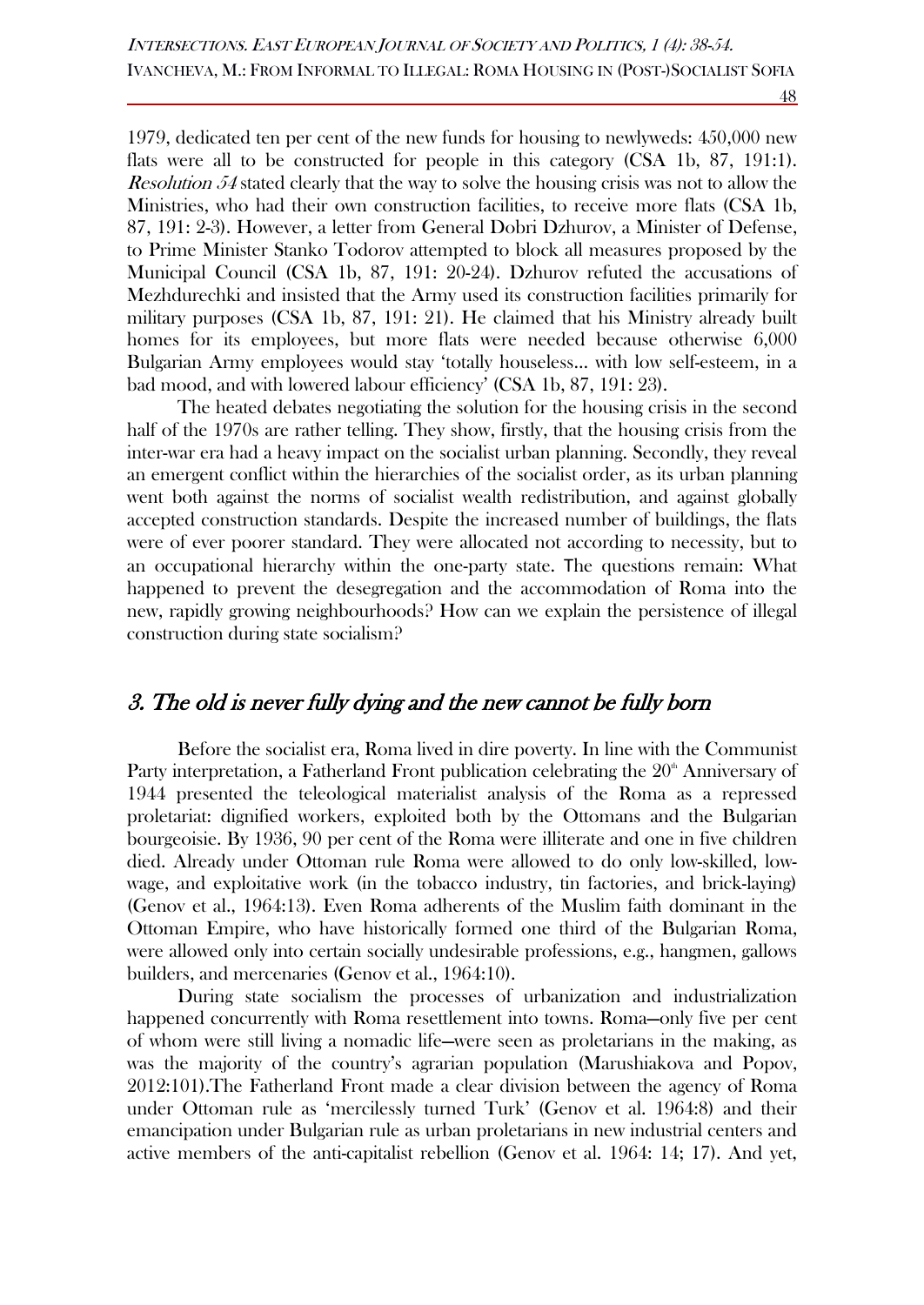1979, dedicated ten per cent of the new funds for housing to newlyweds: 450,000 new flats were all to be constructed for people in this category (CSA 1b, 87, 191:1). *Resolution 54* stated clearly that the way to solve the housing crisis was not to allow the Ministries, who had their own construction facilities, to receive more flats (CSA 1b, 87, 191: 2-3). However, a letter from General Dobri Dzhurov, a Minister of Defense, to Prime Minister Stanko Todorov attempted to block all measures proposed by the Municipal Council (CSA 1b, 87, 191: 20-24). Dzhurov refuted the accusations of Mezhdurechki and insisted that the Army used its construction facilities primarily for military purposes (CSA 1b, 87, 191: 21). He claimed that his Ministry already built homes for its employees, but more flats were needed because otherwise 6,000 Bulgarian Army employees would stay 'totally houseless... with low self-esteem, in a bad mood, and with lowered labour efficiency' (CSA 1b, 87, 191: 23).

The heated debates negotiating the solution for the housing crisis in the second half of the 1970s are rather telling. They show, firstly, that the housing crisis from the inter-war era had a heavy impact on the socialist urban planning. Secondly, they reveal an emergent conflict within the hierarchies of the socialist order, as its urban planning went both against the norms of socialist wealth redistribution, and against globally accepted construction standards. Despite the increased number of buildings, the flats were of ever poorer standard. They were allocated not according to necessity, but to an occupational hierarchy within the one-party state. The questions remain: What happened to prevent the desegregation and the accommodation of Roma into the new, rapidly growing neighbourhoods? How can we explain the persistence of illegal construction during state socialism?

## 3. The old is never fully dying and the new cannot be fully born

Before the socialist era, Roma lived in dire poverty. In line with the Communist Party interpretation, a Fatherland Front publication celebrating the 20th Anniversary of 1944 presented the teleological materialist analysis of the Roma as a repressed proletariat: dignified workers, exploited both by the Ottomans and the Bulgarian bourgeoisie. By 1936, 90 per cent of the Roma were illiterate and one in five children died. Already under Ottoman rule Roma were allowed to do only low-skilled, low-wage, and exploitative work (in the tobacco industry, tin factories, and brick-laying) (Genov et al., 1964:13). Even Roma adherents of the Muslim faith dominant in the Ottoman Empire, who have historically formed one third of the Bulgarian Roma, were allowed only into certain socially undesirable professions, e.g., hangmen, gallows builders, and mercenaries (Genov et al., 1964:10).

During state socialism the processes of urbanization and industrialization happened concurrently with Roma resettlement into towns. Roma—only five per cent of whom were still living a nomadic life—were seen as proletarians in the making, as was the majority of the country's agrarian population (Marushiakova and Popov, 2012:101).The Fatherland Front made a clear division between the agency of Roma under Ottoman rule as 'mercilessly turned Turk' (Genov et al. 1964:8) and their emancipation under Bulgarian rule as urban proletarians in new industrial centers and active members of the anti-capitalist rebellion (Genov et al. 1964: 14; 17). And yet,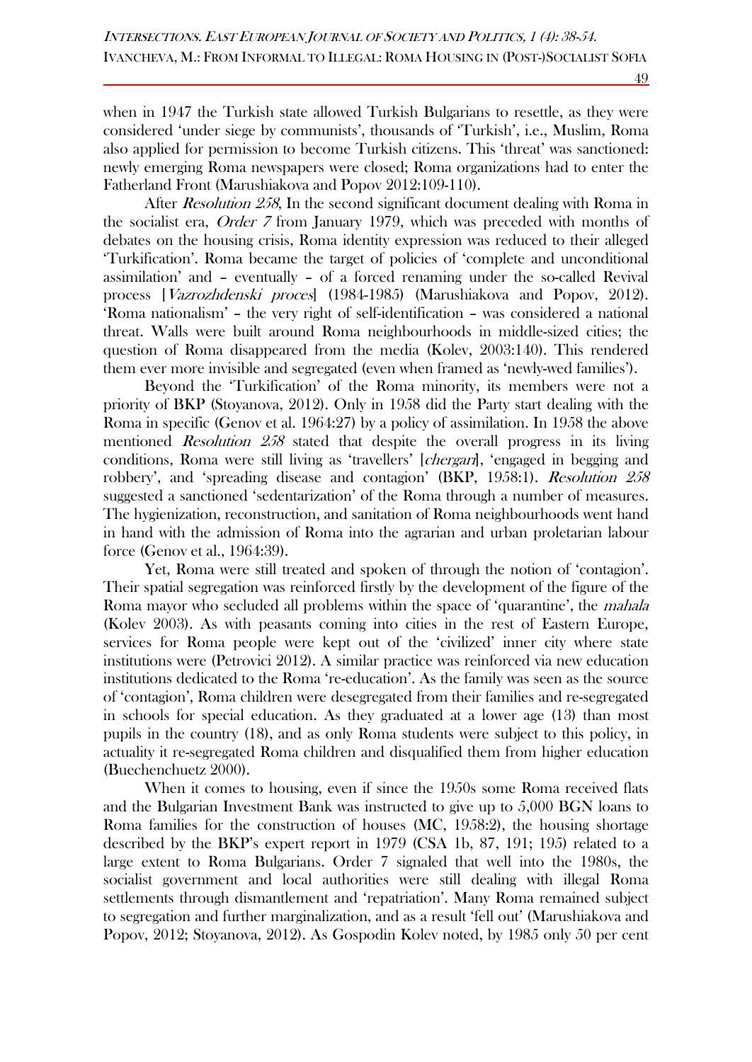when in 1947 the Turkish state allowed Turkish Bulgarians to resettle, as they were considered 'under siege by communists', thousands of 'Turkish', i.e., Muslim, Roma also applied for permission to become Turkish citizens. This 'threat' was sanctioned: newly emerging Roma newspapers were closed; Roma organizations had to enter the Fatherland Front (Marushiakova and Popov 2012:109-110).

After *Resolution 258*, In the second significant document dealing with Roma in the socialist era, *Order 7* from January 1979, which was preceded with months of debates on the housing crisis, Roma identity expression was reduced to their alleged 'Turkification'. Roma became the target of policies of 'complete and unconditional assimilation' and – eventually – of a forced renaming under the so-called Revival process [*Vazrozhdenski proces*] (1984-1985) (Marushiakova and Popov, 2012). 'Roma nationalism' – the very right of self-identification – was considered a national threat. Walls were built around Roma neighbourhoods in middle-sized cities; the question of Roma disappeared from the media (Kolev, 2003:140). This rendered them ever more invisible and segregated (even when framed as 'newly-wed families').

Beyond the 'Turkification' of the Roma minority, its members were not a priority of BKP (Stoyanova, 2012). Only in 1958 did the Party start dealing with the Roma in specific (Genov et al. 1964:27) by a policy of assimilation. In 1958 the above mentioned *Resolution 258* stated that despite the overall progress in its living conditions, Roma were still living as 'travellers' [*chergari*], 'engaged in begging and robbery', and 'spreading disease and contagion' (BKP, 1958:1). *Resolution 258* suggested a sanctioned 'sedentarization' of the Roma through a number of measures. The hygienization, reconstruction, and sanitation of Roma neighbourhoods went hand in hand with the admission of Roma into the agrarian and urban proletarian labour force (Genov et al., 1964:39).

Yet, Roma were still treated and spoken of through the notion of 'contagion'. Their spatial segregation was reinforced firstly by the development of the figure of the Roma mayor who secluded all problems within the space of 'quarantine', the *mahala* (Kolev 2003). As with peasants coming into cities in the rest of Eastern Europe, services for Roma people were kept out of the 'civilized' inner city where state institutions were (Petrovici 2012). A similar practice was reinforced via new education institutions dedicated to the Roma 're-education'. As the family was seen as the source of 'contagion', Roma children were desegregated from their families and re-segregated in schools for special education. As they graduated at a lower age (13) than most pupils in the country (18), and as only Roma students were subject to this policy, in actuality it re-segregated Roma children and disqualified them from higher education (Buechenchuetz 2000).

When it comes to housing, even if since the 1950s some Roma received flats and the Bulgarian Investment Bank was instructed to give up to 5,000 BGN loans to Roma families for the construction of houses (MC, 1958:2), the housing shortage described by the BKP's expert report in 1979 (CSA 1b, 87, 191; 195) related to a large extent to Roma Bulgarians. Order 7 signaled that well into the 1980s, the socialist government and local authorities were still dealing with illegal Roma settlements through dismantlement and 'repatriation'. Many Roma remained subject to segregation and further marginalization, and as a result 'fell out' (Marushiakova and Popov, 2012; Stoyanova, 2012). As Gospodin Kolev noted, by 1985 only 50 per cent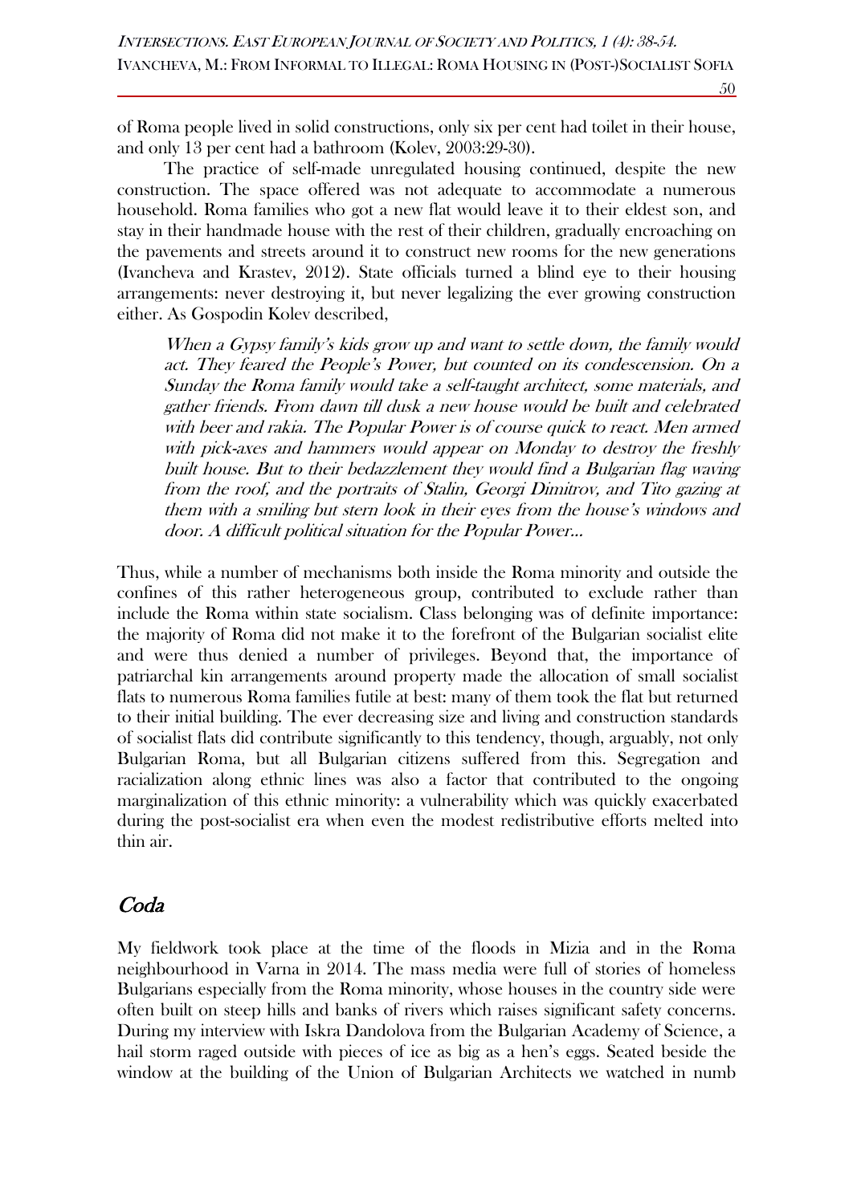of Roma people lived in solid constructions, only six per cent had toilet in their house, and only 13 per cent had a bathroom (Kolev, 2003:29-30).

The practice of self-made unregulated housing continued, despite the new construction. The space offered was not adequate to accommodate a numerous household. Roma families who got a new flat would leave it to their eldest son, and stay in their handmade house with the rest of their children, gradually encroaching on the pavements and streets around it to construct new rooms for the new generations (Ivancheva and Krastev, 2012). State officials turned a blind eye to their housing arrangements: never destroying it, but never legalizing the ever growing construction either. As Gospodin Kolev described,

> *When a Gypsy family's kids grow up and want to settle down, the family would act. They feared the People's Power, but counted on its condescension. On a Sunday the Roma family would take a self-taught architect, some materials, and gather friends. From dawn till dusk a new house would be built and celebrated with beer and rakia. The Popular Power is of course quick to react. Men armed with pick-axes and hammers would appear on Monday to destroy the freshly built house. But to their bedazzlement they would find a Bulgarian flag waving from the roof, and the portraits of Stalin, Georgi Dimitrov, and Tito gazing at them with a smiling but stern look in their eyes from the house's windows and door. A difficult political situation for the Popular Power…*

Thus, while a number of mechanisms both inside the Roma minority and outside the confines of this rather heterogeneous group, contributed to exclude rather than include the Roma within state socialism. Class belonging was of definite importance: the majority of Roma did not make it to the forefront of the Bulgarian socialist elite and were thus denied a number of privileges. Beyond that, the importance of patriarchal kin arrangements around property made the allocation of small socialist flats to numerous Roma families futile at best: many of them took the flat but returned to their initial building. The ever decreasing size and living and construction standards of socialist flats did contribute significantly to this tendency, though, arguably, not only Bulgarian Roma, but all Bulgarian citizens suffered from this. Segregation and racialization along ethnic lines was also a factor that contributed to the ongoing marginalization of this ethnic minority: a vulnerability which was quickly exacerbated during the post-socialist era when even the modest redistributive efforts melted into thin air.

## *Coda*

My fieldwork took place at the time of the floods in Mizia and in the Roma neighbourhood in Varna in 2014. The mass media were full of stories of homeless Bulgarians especially from the Roma minority, whose houses in the country side were often built on steep hills and banks of rivers which raises significant safety concerns. During my interview with Iskra Dandolova from the Bulgarian Academy of Science, a hail storm raged outside with pieces of ice as big as a hen's eggs. Seated beside the window at the building of the Union of Bulgarian Architects we watched in numb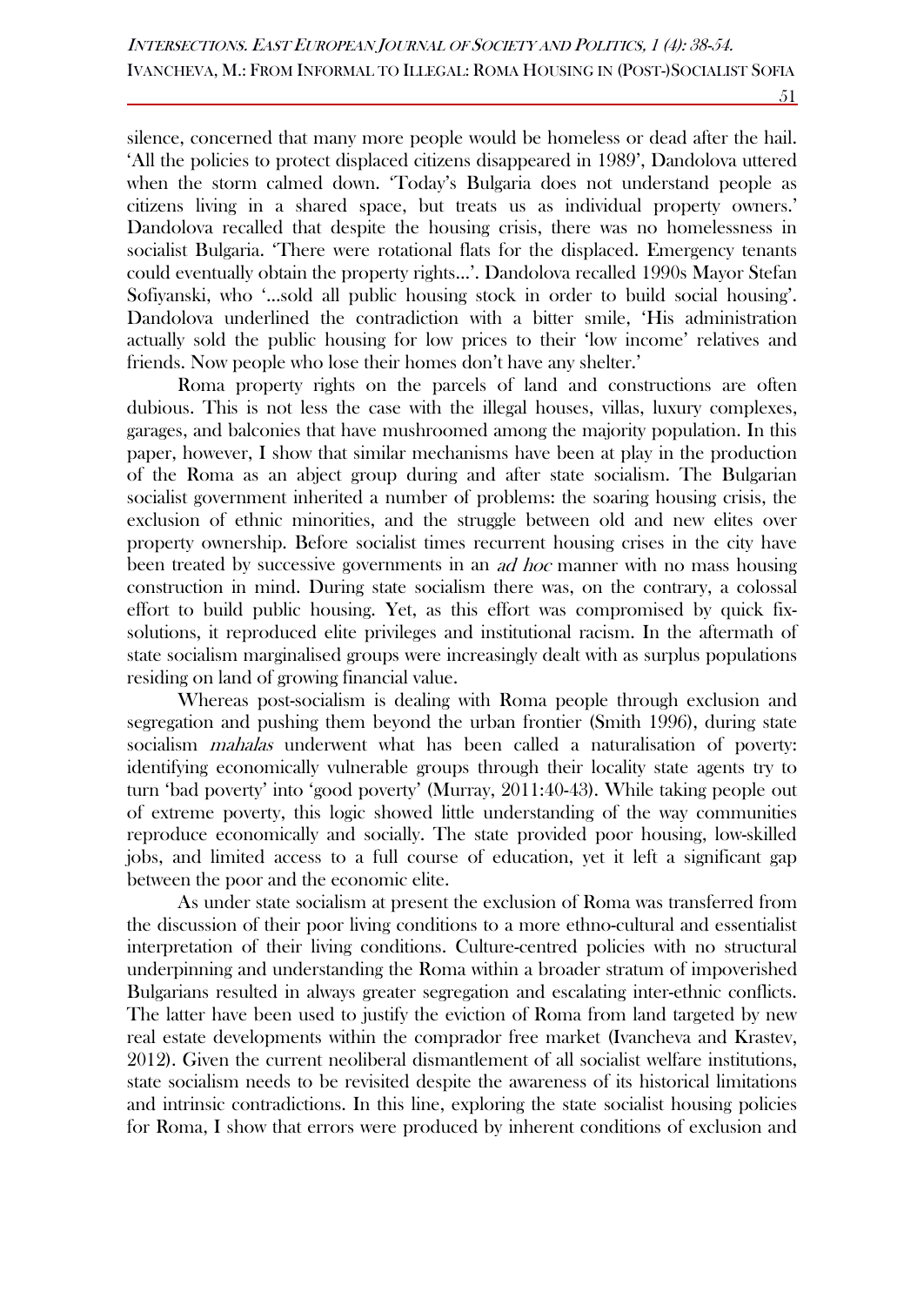silence, concerned that many more people would be homeless or dead after the hail. 'All the policies to protect displaced citizens disappeared in 1989', Dandolova uttered when the storm calmed down. 'Today's Bulgaria does not understand people as citizens living in a shared space, but treats us as individual property owners.' Dandolova recalled that despite the housing crisis, there was no homelessness in socialist Bulgaria. 'There were rotational flats for the displaced. Emergency tenants could eventually obtain the property rights…'. Dandolova recalled 1990s Mayor Stefan Sofiyanski, who '…sold all public housing stock in order to build social housing'. Dandolova underlined the contradiction with a bitter smile, 'His administration actually sold the public housing for low prices to their 'low income' relatives and friends. Now people who lose their homes don't have any shelter.'

Roma property rights on the parcels of land and constructions are often dubious. This is not less the case with the illegal houses, villas, luxury complexes, garages, and balconies that have mushroomed among the majority population. In this paper, however, I show that similar mechanisms have been at play in the production of the Roma as an abject group during and after state socialism. The Bulgarian socialist government inherited a number of problems: the soaring housing crisis, the exclusion of ethnic minorities, and the struggle between old and new elites over property ownership. Before socialist times recurrent housing crises in the city have been treated by successive governments in an *ad hoc* manner with no mass housing construction in mind. During state socialism there was, on the contrary, a colossal effort to build public housing. Yet, as this effort was compromised by quick fix-solutions, it reproduced elite privileges and institutional racism. In the aftermath of state socialism marginalised groups were increasingly dealt with as surplus populations residing on land of growing financial value.

Whereas post-socialism is dealing with Roma people through exclusion and segregation and pushing them beyond the urban frontier (Smith 1996), during state socialism *mahalas* underwent what has been called a naturalisation of poverty: identifying economically vulnerable groups through their locality state agents try to turn 'bad poverty' into 'good poverty' (Murray, 2011:40-43). While taking people out of extreme poverty, this logic showed little understanding of the way communities reproduce economically and socially. The state provided poor housing, low-skilled jobs, and limited access to a full course of education, yet it left a significant gap between the poor and the economic elite.

As under state socialism at present the exclusion of Roma was transferred from the discussion of their poor living conditions to a more ethno-cultural and essentialist interpretation of their living conditions. Culture-centred policies with no structural underpinning and understanding the Roma within a broader stratum of impoverished Bulgarians resulted in always greater segregation and escalating inter-ethnic conflicts. The latter have been used to justify the eviction of Roma from land targeted by new real estate developments within the comprador free market (Ivancheva and Krastev, 2012). Given the current neoliberal dismantlement of all socialist welfare institutions, state socialism needs to be revisited despite the awareness of its historical limitations and intrinsic contradictions. In this line, exploring the state socialist housing policies for Roma, I show that errors were produced by inherent conditions of exclusion and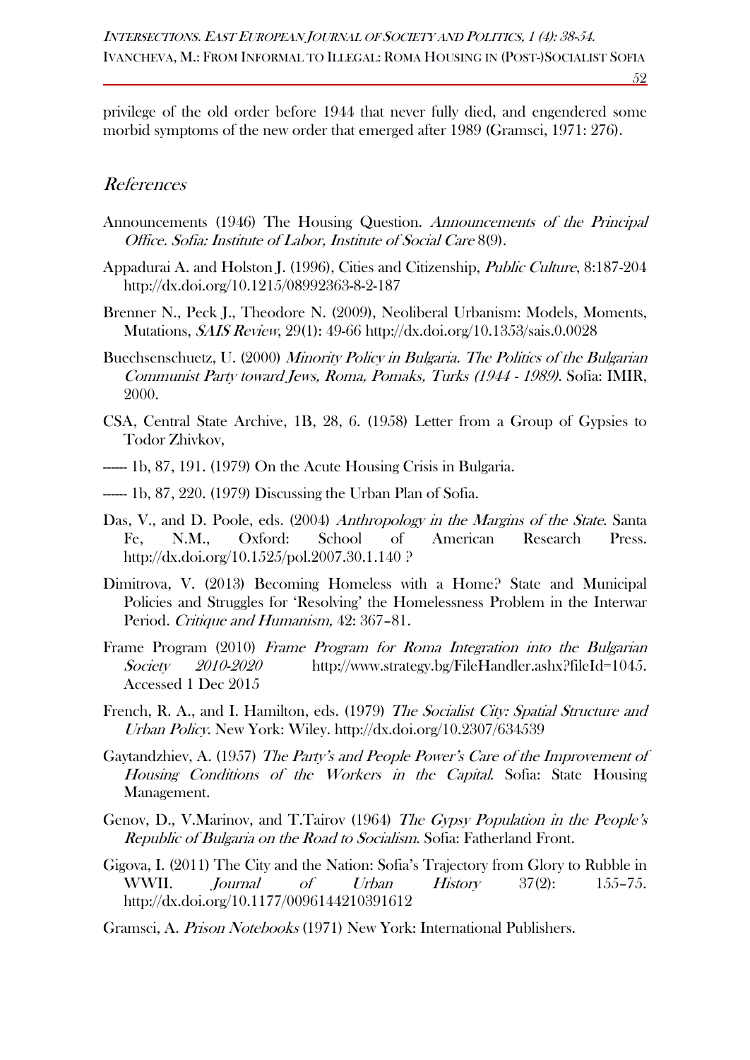privilege of the old order before 1944 that never fully died, and engendered some morbid symptoms of the new order that emerged after 1989 (Gramsci, 1971: 276).

## *References*

Announcements (1946) The Housing Question. *Announcements of the Principal Office. Sofia: Institute of Labor, Institute of Social Care* 8(9).

Appadurai A. and Holston J. (1996), Cities and Citizenship, *Public Culture*, 8:187-204 http://dx.doi.org/10.1215/08992363-8-2-187

Brenner N., Peck J., Theodore N. (2009), Neoliberal Urbanism: Models, Moments, Mutations, *SAIS Review*, 29(1): 49-66 http://dx.doi.org/10.1353/sais.0.0028

Buechsenschuetz, U. (2000) *Minority Policy in Bulgaria. The Politics of the Bulgarian Communist Party toward Jews, Roma, Pomaks, Turks (1944 - 1989)*. Sofia: IMIR, 2000.

CSA, Central State Archive, 1B, 28, 6. (1958) Letter from a Group of Gypsies to Todor Zhivkov,

------ 1b, 87, 191. (1979) On the Acute Housing Crisis in Bulgaria.

------ 1b, 87, 220. (1979) Discussing the Urban Plan of Sofia.

Das, V., and D. Poole, eds. (2004) *Anthropology in the Margins of the State*. Santa Fe, N.M., Oxford: School of American Research Press. http://dx.doi.org/10.1525/pol.2007.30.1.140 ?

Dimitrova, V. (2013) Becoming Homeless with a Home? State and Municipal Policies and Struggles for 'Resolving' the Homelessness Problem in the Interwar Period. *Critique and Humanism,* 42: 367–81.

Frame Program (2010) *Frame Program for Roma Integration into the Bulgarian Society 2010-2020* http://www.strategy.bg/FileHandler.ashx?fileId=1045. Accessed 1 Dec 2015

French, R. A., and I. Hamilton, eds. (1979) *The Socialist City: Spatial Structure and Urban Policy*. New York: Wiley. http://dx.doi.org/10.2307/634539

Gaytandzhiev, A. (1957) *The Party's and People Power's Care of the Improvement of Housing Conditions of the Workers in the Capital*. Sofia: State Housing Management.

Genov, D., V.Marinov, and T.Tairov (1964) *The Gypsy Population in the People's Republic of Bulgaria on the Road to Socialism*. Sofia: Fatherland Front.

Gigova, I. (2011) The City and the Nation: Sofia's Trajectory from Glory to Rubble in WWII. *Journal of Urban History* 37(2): 155–75. http://dx.doi.org/10.1177/0096144210391612

Gramsci, A. *Prison Notebooks* (1971) New York: International Publishers.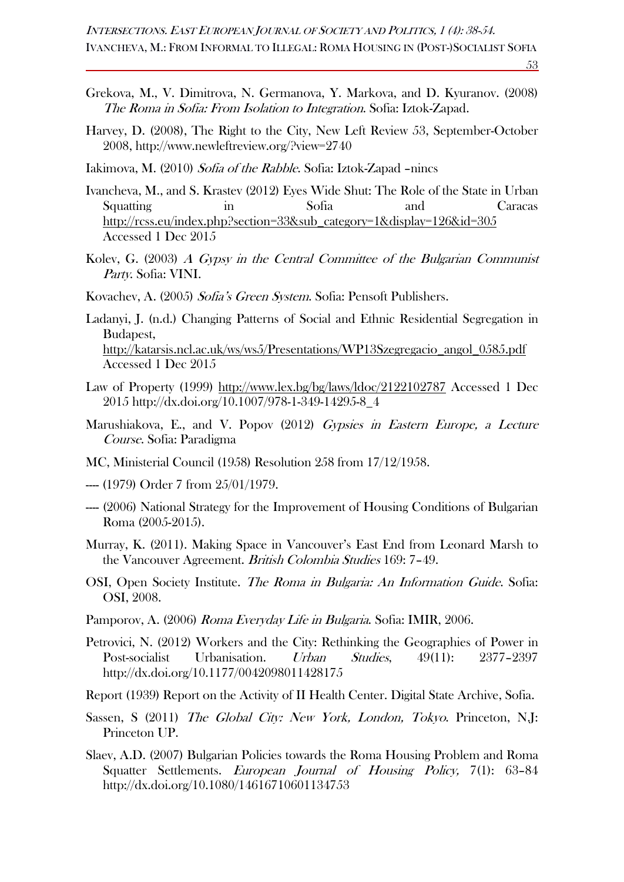Grekova, M., V. Dimitrova, N. Germanova, Y. Markova, and D. Kyuranov. (2008) *The Roma in Sofia: From Isolation to Integration*. Sofia: Iztok-Zapad.

Harvey, D. (2008), The Right to the City, New Left Review 53, September-October 2008, http://www.newleftreview.org/?view=2740

Iakimova, M. (2010) *Sofia of the Rabble*. Sofia: Iztok-Zapad –nincs

Ivancheva, M., and S. Krastev (2012) Eyes Wide Shut: The Role of the State in Urban Squatting in Sofia and Caracas http://rcss.eu/index.php?section=33&sub_category=1&display=126&id=305 Accessed 1 Dec 2015

Kolev, G. (2003) *A Gypsy in the Central Committee of the Bulgarian Communist Party*. Sofia: VINI.

Kovachev, A. (2005) *Sofia's Green System*. Sofia: Pensoft Publishers.

Ladanyi, J. (n.d.) Changing Patterns of Social and Ethnic Residential Segregation in Budapest, http://katarsis.ncl.ac.uk/ws/ws5/Presentations/WP13Szegregacio_angol_0585.pdf Accessed 1 Dec 2015

Law of Property (1999) http://www.lex.bg/bg/laws/ldoc/2122102787 Accessed 1 Dec 2015 http://dx.doi.org/10.1007/978-1-349-14295-8_4

Marushiakova, E., and V. Popov (2012) *Gypsies in Eastern Europe, a Lecture Course*. Sofia: Paradigma

MC, Ministerial Council (1958) Resolution 258 from 17/12/1958.

---- (1979) Order 7 from 25/01/1979.

---- (2006) National Strategy for the Improvement of Housing Conditions of Bulgarian Roma (2005-2015).

Murray, K. (2011). Making Space in Vancouver's East End from Leonard Marsh to the Vancouver Agreement. *British Colombia Studies* 169: 7–49.

OSI, Open Society Institute. *The Roma in Bulgaria: An Information Guide*. Sofia: OSI, 2008.

Pamporov, A. (2006) *Roma Everyday Life in Bulgaria*. Sofia: IMIR, 2006.

Petrovici, N. (2012) Workers and the City: Rethinking the Geographies of Power in Post-socialist Urbanisation. *Urban Studies*, 49(11): 2377–2397 http://dx.doi.org/10.1177/0042098011428175

Report (1939) Report on the Activity of II Health Center. Digital State Archive, Sofia.

Sassen, S (2011) *The Global City: New York, London, Tokyo*. Princeton, NJ: Princeton UP.

Slaev, A.D. (2007) Bulgarian Policies towards the Roma Housing Problem and Roma Squatter Settlements. *European Journal of Housing Policy,* 7(1): 63–84 http://dx.doi.org/10.1080/14616710601134753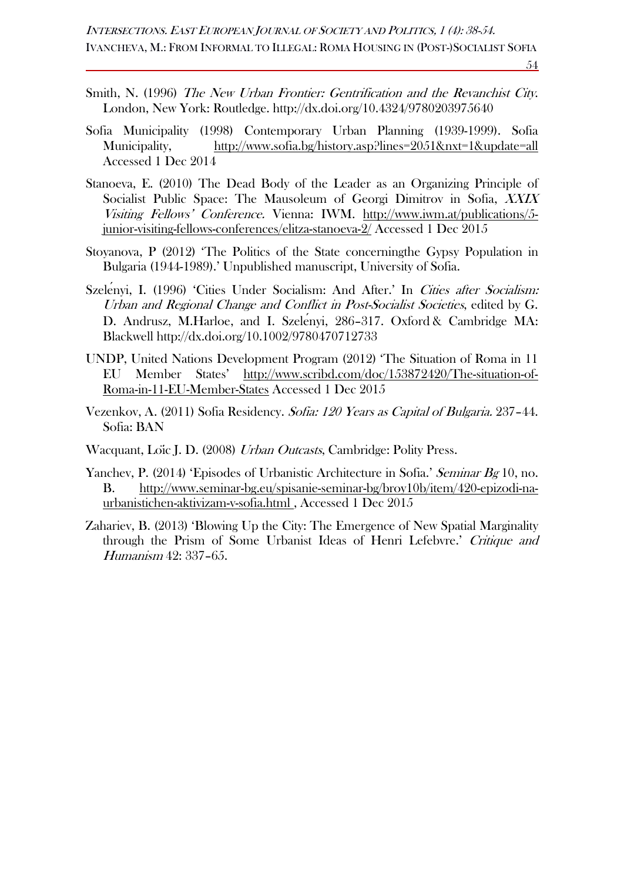Smith, N. (1996) *The New Urban Frontier: Gentrification and the Revanchist City*. London, New York: Routledge. http://dx.doi.org/10.4324/9780203975640

Sofia Municipality (1998) Contemporary Urban Planning (1939-1999). Sofia Municipality, http://www.sofia.bg/history.asp?lines=2051&nxt=1&update=all Accessed 1 Dec 2014

Stanoeva, E. (2010) The Dead Body of the Leader as an Organizing Principle of Socialist Public Space: The Mausoleum of Georgi Dimitrov in Sofia, *XXIX Visiting Fellows' Conference*. Vienna: IWM. http://www.iwm.at/publications/5-junior-visiting-fellows-conferences/elitza-stanoeva-2/ Accessed 1 Dec 2015

Stoyanova, P (2012) 'The Politics of the State concerningthe Gypsy Population in Bulgaria (1944-1989).' Unpublished manuscript, University of Sofia.

Szelényi, I. (1996) 'Cities Under Socialism: And After.' In *Cities after Socialism: Urban and Regional Change and Conflict in Post-Socialist Societies*, edited by G. D. Andrusz, M.Harloe, and I. Szelényi, 286–317. Oxford & Cambridge MA: Blackwell http://dx.doi.org/10.1002/9780470712733

UNDP, United Nations Development Program (2012) 'The Situation of Roma in 11 EU Member States' http://www.scribd.com/doc/153872420/The-situation-of-Roma-in-11-EU-Member-States Accessed 1 Dec 2015

Vezenkov, A. (2011) Sofia Residency. *Sofia: 120 Years as Capital of Bulgaria.* 237–44. Sofia: BAN

Wacquant, Loïc J. D. (2008) *Urban Outcasts*, Cambridge: Polity Press.

Yanchev, P. (2014) 'Episodes of Urbanistic Architecture in Sofia.' *Seminar Bg* 10, no. B. http://www.seminar-bg.eu/spisanie-seminar-bg/broy10b/item/420-epizodi-na-urbanistichen-aktivizam-v-sofia.html , Accessed 1 Dec 2015

Zahariev, B. (2013) 'Blowing Up the City: The Emergence of New Spatial Marginality through the Prism of Some Urbanist Ideas of Henri Lefebvre.' *Critique and Humanism* 42: 337–65.